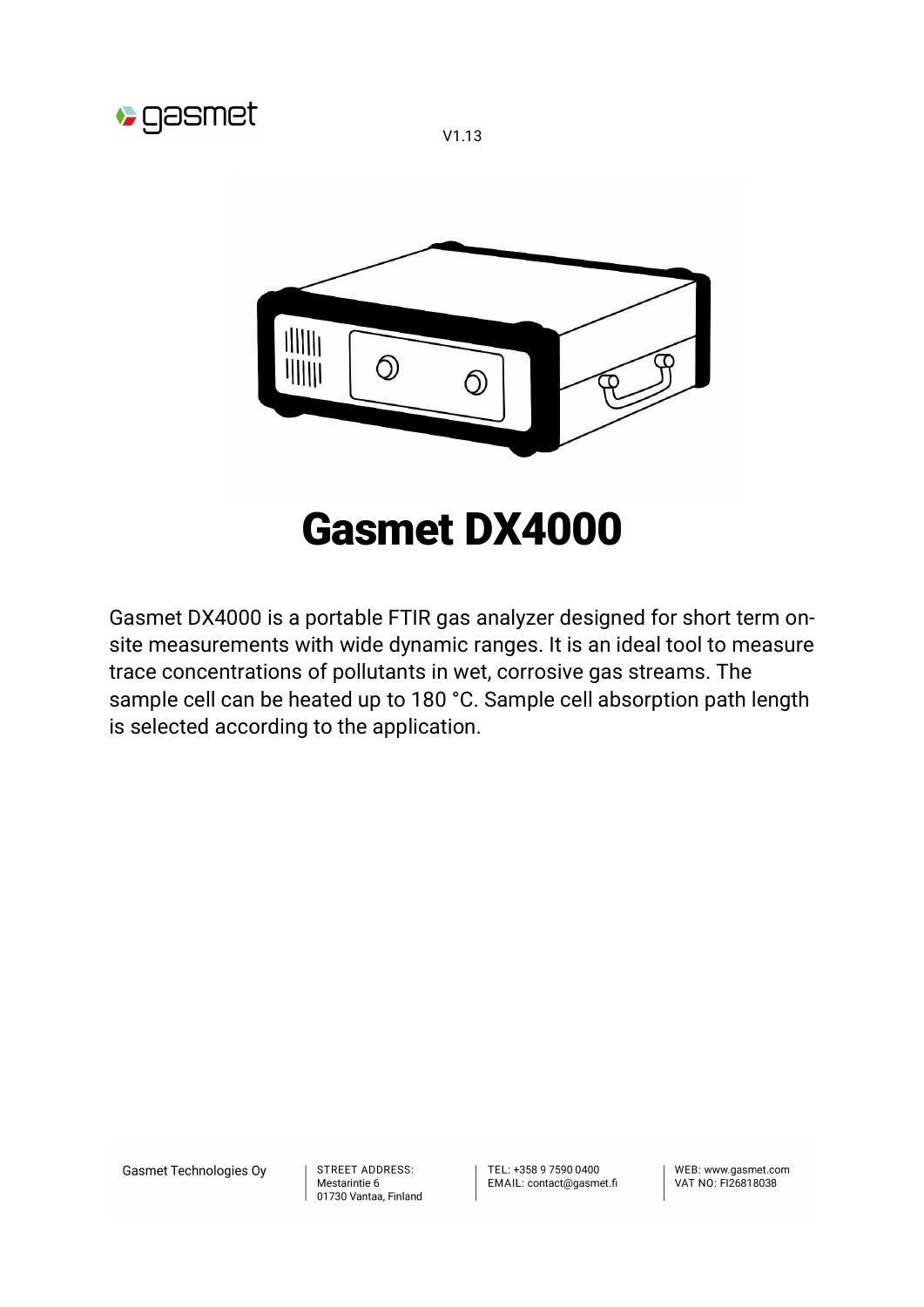V1.13

# Gasmet DX4000

Gasmet DX4000 is a portable FTIR gas analyzer designed for short term on-site measurements with wide dynamic ranges. It is an ideal tool to measure trace concentrations of pollutants in wet, corrosive gas streams. The sample cell can be heated up to 180 °C. Sample cell absorption path length is selected according to the application.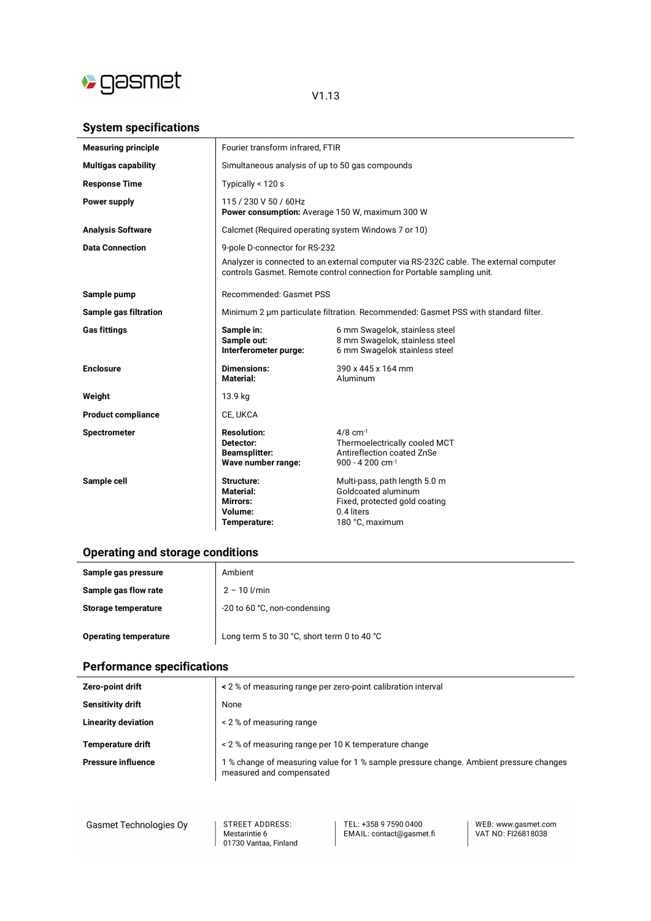V1.13

## System specifications

| | | |
|---|---|---|
| **Measuring principle** | Fourier transform infrared, FTIR | |
| **Multigas capability** | Simultaneous analysis of up to 50 gas compounds | |
| **Response Time** | Typically < 120 s | |
| **Power supply** | 115 / 230 V 50 / 60Hz<br>**Power consumption:** Average 150 W, maximum 300 W | |
| **Analysis Software** | Calcmet (Required operating system Windows 7 or 10) | |
| **Data Connection** | 9-pole D-connector for RS-232<br>Analyzer is connected to an external computer via RS-232C cable. The external computer controls Gasmet. Remote control connection for Portable sampling unit. | |
| **Sample pump** | Recommended: Gasmet PSS | |
| **Sample gas filtration** | Minimum 2 µm particulate filtration. Recommended: Gasmet PSS with standard filter. | |
| **Gas fittings** | **Sample in:**<br>**Sample out:**<br>**Interferometer purge:** | 6 mm Swagelok, stainless steel<br>8 mm Swagelok, stainless steel<br>6 mm Swagelok stainless steel |
| **Enclosure** | **Dimensions:**<br>**Material:** | 390 x 445 x 164 mm<br>Aluminum |
| **Weight** | 13.9 kg | |
| **Product compliance** | CE, UKCA | |
| **Spectrometer** | **Resolution:**<br>**Detector:**<br>**Beamsplitter:**<br>**Wave number range:** | 4/8 $cm^{-1}$<br>Thermoelectrically cooled MCT<br>Antireflection coated ZnSe<br>900 - 4 200 $cm^{-1}$ |
| **Sample cell** | **Structure:**<br>**Material:**<br>**Mirrors:**<br>**Volume:**<br>**Temperature:** | Multi-pass, path length 5.0 m<br>Goldcoated aluminum<br>Fixed, protected gold coating<br>0.4 liters<br>180 °C, maximum |

## Operating and storage conditions

| | |
|---|---|
| **Sample gas pressure** | Ambient |
| **Sample gas flow rate** | 2 – 10 l/min |
| **Storage temperature** | -20 to 60 °C, non-condensing |
| **Operating temperature** | Long term 5 to 30 °C, short term 0 to 40 °C |

## Performance specifications

| | |
|---|---|
| **Zero-point drift** | < 2 % of measuring range per zero-point calibration interval |
| **Sensitivity drift** | None |
| **Linearity deviation** | < 2 % of measuring range |
| **Temperature drift** | < 2 % of measuring range per 10 K temperature change |
| **Pressure influence** | 1 % change of measuring value for 1 % sample pressure change. Ambient pressure changes measured and compensated |

Gasmet Technologies Oy | STREET ADDRESS: Mestarintie 6, 01730 Vantaa, Finland | TEL: +358 9 7590 0400, EMAIL: contact@gasmet.fi | WEB: www.gasmet.com, VAT NO: FI26818038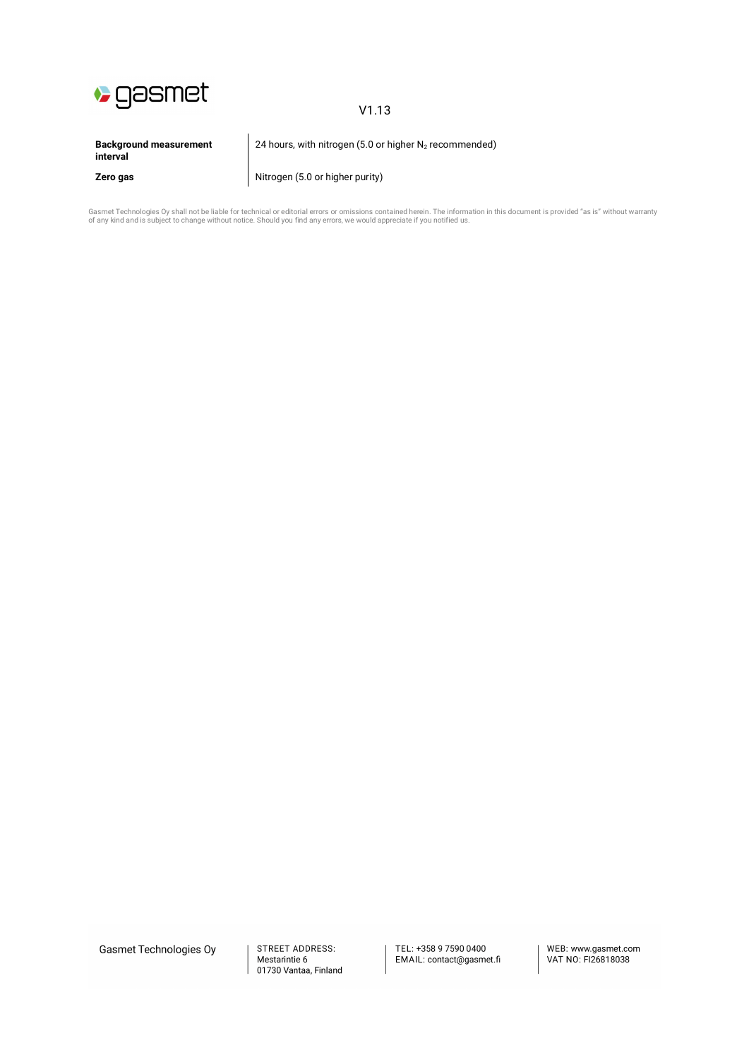| | |
|---|---|
| **Background measurement interval** | 24 hours, with nitrogen (5.0 or higher $N_2$ recommended) |
| **Zero gas** | Nitrogen (5.0 or higher purity) |

Gasmet Technologies Oy shall not be liable for technical or editorial errors or omissions contained herein. The information in this document is provided "as is" without warranty of any kind and is subject to change without notice. Should you find any errors, we would appreciate if you notified us.